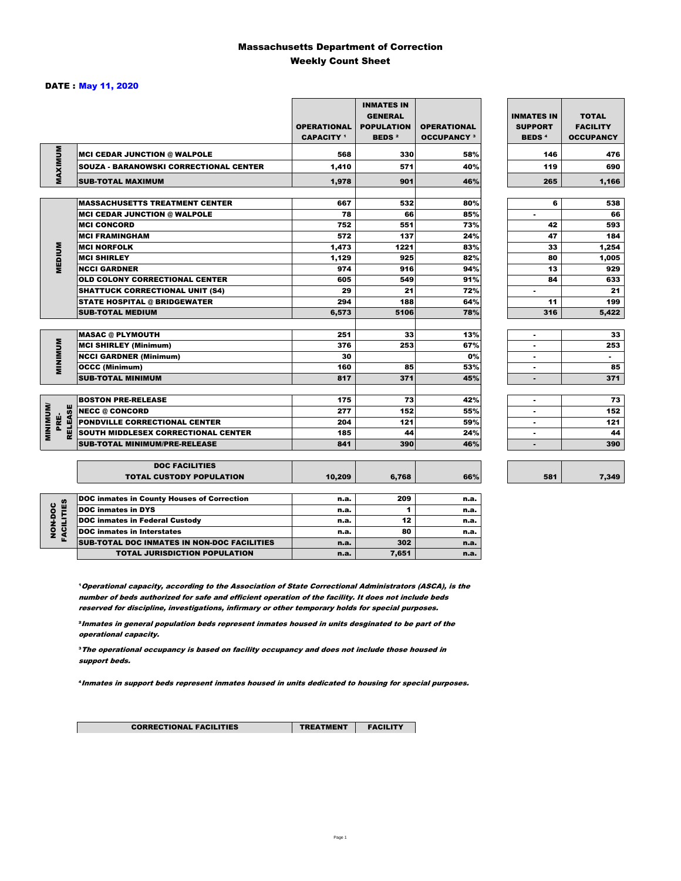# Massachusetts Department of Correction
## Weekly Count Sheet

**DATE : May 11, 2020**

| | | OPERATIONAL CAPACITY [1] | INMATES IN GENERAL POPULATION BEDS [2] | OPERATIONAL OCCUPANCY [3] | INMATES IN SUPPORT BEDS [4] | TOTAL FACILITY OCCUPANCY |
|---|---|---|---|---|---|---|
| MAXIMUM | MCI CEDAR JUNCTION @ WALPOLE | 568 | 330 | 58% | 146 | 476 |
| | SOUZA - BARANOWSKI CORRECTIONAL CENTER | 1,410 | 571 | 40% | 119 | 690 |
| | SUB-TOTAL MAXIMUM | 1,978 | 901 | 46% | 265 | 1,166 |
| MEDIUM | MASSACHUSETTS TREATMENT CENTER | 667 | 532 | 80% | 6 | 538 |
| | MCI CEDAR JUNCTION @ WALPOLE | 78 | 66 | 85% | - | 66 |
| | MCI CONCORD | 752 | 551 | 73% | 42 | 593 |
| | MCI FRAMINGHAM | 572 | 137 | 24% | 47 | 184 |
| | MCI NORFOLK | 1,473 | 1221 | 83% | 33 | 1,254 |
| | MCI SHIRLEY | 1,129 | 925 | 82% | 80 | 1,005 |
| | NCCI GARDNER | 974 | 916 | 94% | 13 | 929 |
| | OLD COLONY CORRECTIONAL CENTER | 605 | 549 | 91% | 84 | 633 |
| | SHATTUCK CORRECTIONAL UNIT (S4) | 29 | 21 | 72% | - | 21 |
| | STATE HOSPITAL @ BRIDGEWATER | 294 | 188 | 64% | 11 | 199 |
| | SUB-TOTAL MEDIUM | 6,573 | 5106 | 78% | 316 | 5,422 |
| MINIMUM | MASAC @ PLYMOUTH | 251 | 33 | 13% | - | 33 |
| | MCI SHIRLEY (Minimum) | 376 | 253 | 67% | - | 253 |
| | NCCI GARDNER (Minimum) | 30 | | 0% | - | - |
| | OCCC (Minimum) | 160 | 85 | 53% | - | 85 |
| | SUB-TOTAL MINIMUM | 817 | 371 | 45% | - | 371 |
| MINIMUM/ PRE-RELEASE | BOSTON PRE-RELEASE | 175 | 73 | 42% | - | 73 |
| | NECC @ CONCORD | 277 | 152 | 55% | - | 152 |
| | PONDVILLE CORRECTIONAL CENTER | 204 | 121 | 59% | - | 121 |
| | SOUTH MIDDLESEX CORRECTIONAL CENTER | 185 | 44 | 24% | - | 44 |
| | SUB-TOTAL MINIMUM/PRE-RELEASE | 841 | 390 | 46% | - | 390 |
| | DOC FACILITIES TOTAL CUSTODY POPULATION | 10,209 | 6,768 | 66% | 581 | 7,349 |
| NON-DOC FACILITIES | DOC inmates in County Houses of Correction | n.a. | 209 | n.a. | | |
| | DOC inmates in DYS | n.a. | 1 | n.a. | | |
| | DOC inmates in Federal Custody | n.a. | 12 | n.a. | | |
| | DOC inmates in Interstates | n.a. | 80 | n.a. | | |
| | SUB-TOTAL DOC INMATES IN NON-DOC FACILITIES | n.a. | 302 | n.a. | | |
| | TOTAL JURISDICTION POPULATION | n.a. | 7,651 | n.a. | | |

[1] *Operational capacity, according to the Association of State Correctional Administrators (ASCA), is the number of beds authorized for safe and efficient operation of the facility. It does not include beds reserved for discipline, investigations, infirmary or other temporary holds for special purposes.*

[2] *Inmates in general population beds represent inmates housed in units desginated to be part of the operational capacity.*

[3] *The operational occupancy is based on facility occupancy and does not include those housed in support beds.*

[4] *Inmates in support beds represent inmates housed in units dedicated to housing for special purposes.*

| CORRECTIONAL FACILITIES | TREATMENT | FACILITY |
|---|---|---|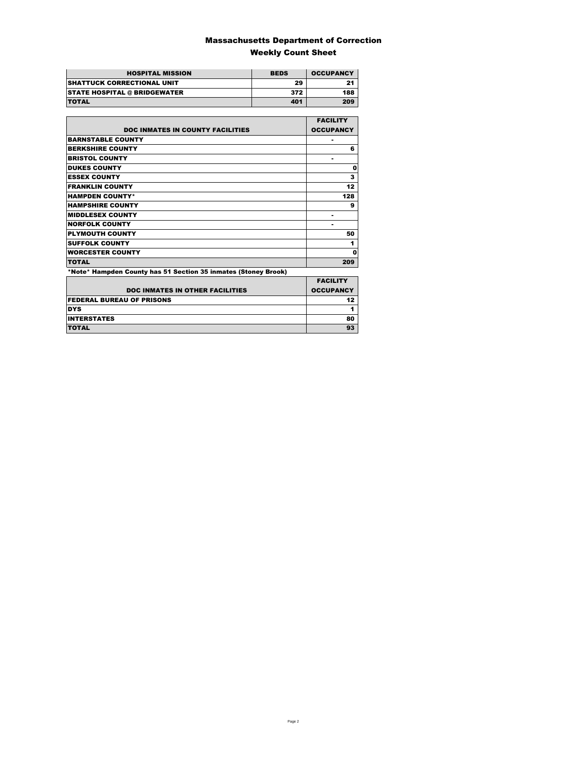# Massachusetts Department of Correction

## Weekly Count Sheet

| HOSPITAL MISSION | BEDS | OCCUPANCY |
|---|---|---|
| SHATTUCK CORRECTIONAL UNIT | 29 | 21 |
| STATE HOSPITAL @ BRIDGEWATER | 372 | 188 |
| TOTAL | 401 | 209 |

| DOC INMATES IN COUNTY FACILITIES | FACILITY OCCUPANCY |
|---|---|
| BARNSTABLE COUNTY | - |
| BERKSHIRE COUNTY | 6 |
| BRISTOL COUNTY | - |
| DUKES COUNTY | 0 |
| ESSEX COUNTY | 3 |
| FRANKLIN COUNTY | 12 |
| HAMPDEN COUNTY* | 128 |
| HAMPSHIRE COUNTY | 9 |
| MIDDLESEX COUNTY | - |
| NORFOLK COUNTY | - |
| PLYMOUTH COUNTY | 50 |
| SUFFOLK COUNTY | 1 |
| WORCESTER COUNTY | 0 |
| TOTAL | 209 |

*Note* Hampden County has 51 Section 35 inmates (Stoney Brook)

| DOC INMATES IN OTHER FACILITIES | FACILITY OCCUPANCY |
|---|---|
| FEDERAL BUREAU OF PRISONS | 12 |
| DYS | 1 |
| INTERSTATES | 80 |
| TOTAL | 93 |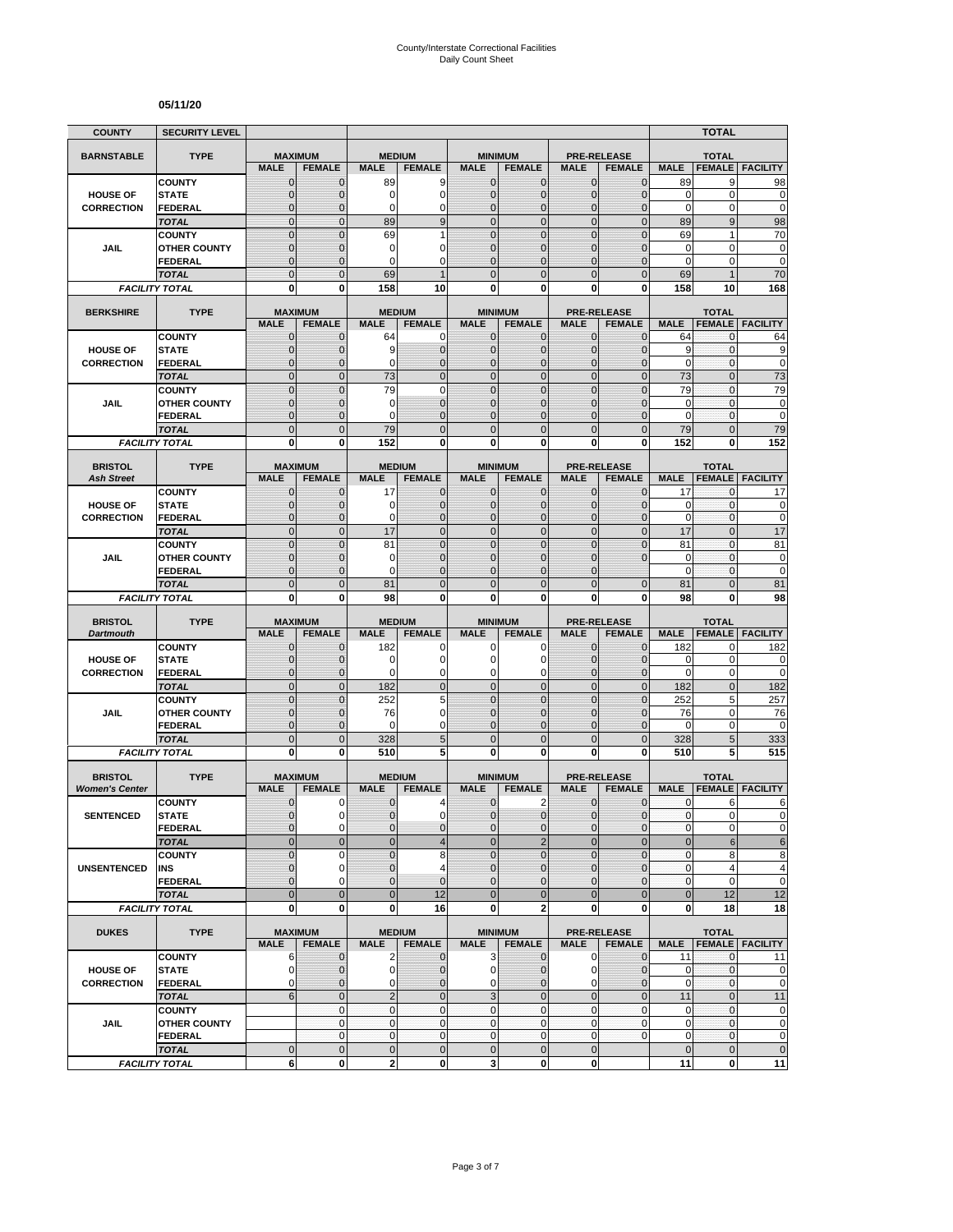County/Interstate Correctional Facilities
Daily Count Sheet

**05/11/20**

| COUNTY | SECURITY LEVEL | | | | | | | | | | TOTAL | |
|---|---|---|---|---|---|---|---|---|---|---|---|---|
| **BARNSTABLE** | **TYPE** | **MAXIMUM** | | **MEDIUM** | | **MINIMUM** | | **PRE-RELEASE** | | **TOTAL** | | |
| | | **MALE** | **FEMALE** | **MALE** | **FEMALE** | **MALE** | **FEMALE** | **MALE** | **FEMALE** | **MALE** | **FEMALE** | **FACILITY** |
| **HOUSE OF CORRECTION** | COUNTY | 0 | 0 | 89 | 9 | 0 | 0 | 0 | 0 | 89 | 9 | 98 |
| | STATE | 0 | 0 | 0 | 0 | 0 | 0 | 0 | 0 | 0 | 0 | 0 |
| | FEDERAL | 0 | 0 | 0 | 0 | 0 | 0 | 0 | 0 | 0 | 0 | 0 |
| | *TOTAL* | 0 | 0 | 89 | 9 | 0 | 0 | 0 | 0 | 89 | 9 | 98 |
| **JAIL** | COUNTY | 0 | 0 | 69 | 1 | 0 | 0 | 0 | 0 | 69 | 1 | 70 |
| | OTHER COUNTY | 0 | 0 | 0 | 0 | 0 | 0 | 0 | 0 | 0 | 0 | 0 |
| | FEDERAL | 0 | 0 | 0 | 0 | 0 | 0 | 0 | 0 | 0 | 0 | 0 |
| | *TOTAL* | 0 | 0 | 69 | 1 | 0 | 0 | 0 | 0 | 69 | 1 | 70 |
| *FACILITY TOTAL* | | **0** | **0** | **158** | **10** | **0** | **0** | **0** | **0** | **158** | **10** | **168** |

| **BERKSHIRE** | **TYPE** | **MAXIMUM** | | **MEDIUM** | | **MINIMUM** | | **PRE-RELEASE** | | **TOTAL** | | |
|---|---|---|---|---|---|---|---|---|---|---|---|---|
| | | **MALE** | **FEMALE** | **MALE** | **FEMALE** | **MALE** | **FEMALE** | **MALE** | **FEMALE** | **MALE** | **FEMALE** | **FACILITY** |
| **HOUSE OF CORRECTION** | COUNTY | 0 | 0 | 64 | 0 | 0 | 0 | 0 | 0 | 64 | 0 | 64 |
| | STATE | 0 | 0 | 9 | 0 | 0 | 0 | 0 | 0 | 9 | 0 | 9 |
| | FEDERAL | 0 | 0 | 0 | 0 | 0 | 0 | 0 | 0 | 0 | 0 | 0 |
| | *TOTAL* | 0 | 0 | 73 | 0 | 0 | 0 | 0 | 0 | 73 | 0 | 73 |
| **JAIL** | COUNTY | 0 | 0 | 79 | 0 | 0 | 0 | 0 | 0 | 79 | 0 | 79 |
| | OTHER COUNTY | 0 | 0 | 0 | 0 | 0 | 0 | 0 | 0 | 0 | 0 | 0 |
| | FEDERAL | 0 | 0 | 0 | 0 | 0 | 0 | 0 | 0 | 0 | 0 | 0 |
| | *TOTAL* | 0 | 0 | 79 | 0 | 0 | 0 | 0 | 0 | 79 | 0 | 79 |
| *FACILITY TOTAL* | | **0** | **0** | **152** | **0** | **0** | **0** | **0** | **0** | **152** | **0** | **152** |

| **BRISTOL** *Ash Street* | **TYPE** | **MAXIMUM** | | **MEDIUM** | | **MINIMUM** | | **PRE-RELEASE** | | **TOTAL** | | |
|---|---|---|---|---|---|---|---|---|---|---|---|---|
| | | **MALE** | **FEMALE** | **MALE** | **FEMALE** | **MALE** | **FEMALE** | **MALE** | **FEMALE** | **MALE** | **FEMALE** | **FACILITY** |
| **HOUSE OF CORRECTION** | COUNTY | 0 | 0 | 17 | 0 | 0 | 0 | 0 | 0 | 17 | 0 | 17 |
| | STATE | 0 | 0 | 0 | 0 | 0 | 0 | 0 | 0 | 0 | 0 | 0 |
| | FEDERAL | 0 | 0 | 0 | 0 | 0 | 0 | 0 | 0 | 0 | 0 | 0 |
| | *TOTAL* | 0 | 0 | 17 | 0 | 0 | 0 | 0 | 0 | 17 | 0 | 17 |
| **JAIL** | COUNTY | 0 | 0 | 81 | 0 | 0 | 0 | 0 | 0 | 81 | 0 | 81 |
| | OTHER COUNTY | 0 | 0 | 0 | 0 | 0 | 0 | 0 | 0 | 0 | 0 | 0 |
| | FEDERAL | 0 | 0 | 0 | 0 | 0 | 0 | 0 | | 0 | 0 | 0 |
| | *TOTAL* | 0 | 0 | 81 | 0 | 0 | 0 | 0 | 0 | 81 | 0 | 81 |
| *FACILITY TOTAL* | | **0** | **0** | **98** | **0** | **0** | **0** | **0** | **0** | **98** | **0** | **98** |

| **BRISTOL** *Dartmouth* | **TYPE** | **MAXIMUM** | | **MEDIUM** | | **MINIMUM** | | **PRE-RELEASE** | | **TOTAL** | | |
|---|---|---|---|---|---|---|---|---|---|---|---|---|
| | | **MALE** | **FEMALE** | **MALE** | **FEMALE** | **MALE** | **FEMALE** | **MALE** | **FEMALE** | **MALE** | **FEMALE** | **FACILITY** |
| **HOUSE OF CORRECTION** | COUNTY | 0 | 0 | 182 | 0 | 0 | 0 | 0 | 0 | 182 | 0 | 182 |
| | STATE | 0 | 0 | 0 | 0 | 0 | 0 | 0 | 0 | 0 | 0 | 0 |
| | FEDERAL | 0 | 0 | 0 | 0 | 0 | 0 | 0 | 0 | 0 | 0 | 0 |
| | *TOTAL* | 0 | 0 | 182 | 0 | 0 | 0 | 0 | 0 | 182 | 0 | 182 |
| **JAIL** | COUNTY | 0 | 0 | 252 | 5 | 0 | 0 | 0 | 0 | 252 | 5 | 257 |
| | OTHER COUNTY | 0 | 0 | 76 | 0 | 0 | 0 | 0 | 0 | 76 | 0 | 76 |
| | FEDERAL | 0 | 0 | 0 | 0 | 0 | 0 | 0 | 0 | 0 | 0 | 0 |
| | *TOTAL* | 0 | 0 | 328 | 5 | 0 | 0 | 0 | 0 | 328 | 5 | 333 |
| *FACILITY TOTAL* | | **0** | **0** | **510** | **5** | **0** | **0** | **0** | **0** | **510** | **5** | **515** |

| **BRISTOL** *Women's Center* | **TYPE** | **MAXIMUM** | | **MEDIUM** | | **MINIMUM** | | **PRE-RELEASE** | | **TOTAL** | | |
|---|---|---|---|---|---|---|---|---|---|---|---|---|
| | | **MALE** | **FEMALE** | **MALE** | **FEMALE** | **MALE** | **FEMALE** | **MALE** | **FEMALE** | **MALE** | **FEMALE** | **FACILITY** |
| **SENTENCED** | COUNTY | 0 | 0 | 0 | 4 | 0 | 2 | 0 | 0 | 0 | 6 | 6 |
| | STATE | 0 | 0 | 0 | 0 | 0 | 0 | 0 | 0 | 0 | 0 | 0 |
| | FEDERAL | 0 | 0 | 0 | 0 | 0 | 0 | 0 | 0 | 0 | 0 | 0 |
| | *TOTAL* | 0 | 0 | 0 | 4 | 0 | 2 | 0 | 0 | 0 | 6 | 6 |
| **UNSENTENCED** | COUNTY | 0 | 0 | 0 | 8 | 0 | 0 | 0 | 0 | 0 | 8 | 8 |
| | INS | 0 | 0 | 0 | 4 | 0 | 0 | 0 | 0 | 0 | 4 | 4 |
| | FEDERAL | 0 | 0 | 0 | 0 | 0 | 0 | 0 | 0 | 0 | 0 | 0 |
| | *TOTAL* | 0 | 0 | 0 | 12 | 0 | 0 | 0 | 0 | 0 | 12 | 12 |
| *FACILITY TOTAL* | | **0** | **0** | **0** | **16** | **0** | **2** | **0** | **0** | **0** | **18** | **18** |

| **DUKES** | **TYPE** | **MAXIMUM** | | **MEDIUM** | | **MINIMUM** | | **PRE-RELEASE** | | **TOTAL** | | |
|---|---|---|---|---|---|---|---|---|---|---|---|---|
| | | **MALE** | **FEMALE** | **MALE** | **FEMALE** | **MALE** | **FEMALE** | **MALE** | **FEMALE** | **MALE** | **FEMALE** | **FACILITY** |
| **HOUSE OF CORRECTION** | COUNTY | 6 | 0 | 2 | 0 | 3 | 0 | 0 | 0 | 11 | 0 | 11 |
| | STATE | 0 | 0 | 0 | 0 | 0 | 0 | 0 | 0 | 0 | 0 | 0 |
| | FEDERAL | 0 | 0 | 0 | 0 | 0 | 0 | 0 | 0 | 0 | 0 | 0 |
| | *TOTAL* | 6 | 0 | 2 | 0 | 3 | 0 | 0 | 0 | 11 | 0 | 11 |
| **JAIL** | COUNTY | | 0 | 0 | 0 | 0 | 0 | 0 | 0 | 0 | 0 | 0 |
| | OTHER COUNTY | | 0 | 0 | 0 | 0 | 0 | 0 | 0 | 0 | 0 | 0 |
| | FEDERAL | | 0 | 0 | 0 | 0 | 0 | 0 | 0 | 0 | 0 | 0 |
| | *TOTAL* | 0 | 0 | 0 | 0 | 0 | 0 | 0 | | 0 | 0 | 0 |
| *FACILITY TOTAL* | | **6** | **0** | **2** | **0** | **3** | **0** | **0** | | **11** | **0** | **11** |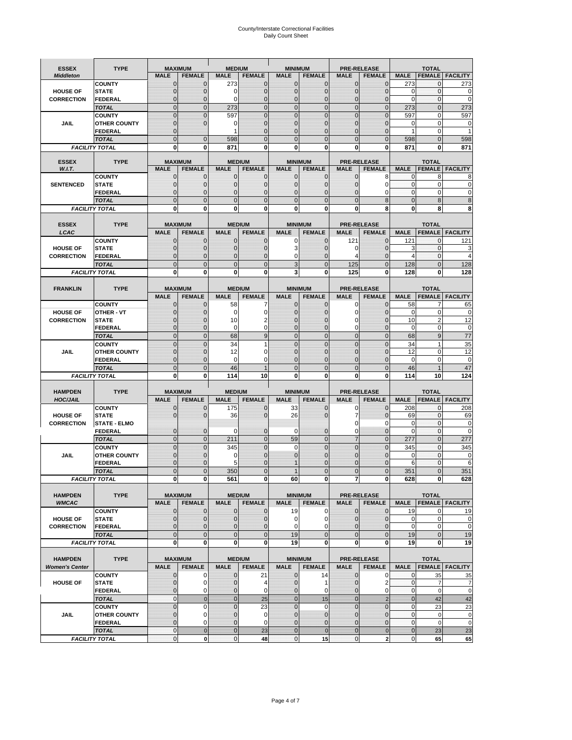# County/Interstate Correctional Facilities
Daily Count Sheet

| ESSEX *Middleton* | TYPE | MAXIMUM MALE | MAXIMUM FEMALE | MEDIUM MALE | MEDIUM FEMALE | MINIMUM MALE | MINIMUM FEMALE | PRE-RELEASE MALE | PRE-RELEASE FEMALE | TOTAL MALE | TOTAL FEMALE | TOTAL FACILITY |
|---|---|---|---|---|---|---|---|---|---|---|---|---|
| HOUSE OF CORRECTION | COUNTY | 0 | 0 | 273 | 0 | 0 | 0 | 0 | 0 | 273 | 0 | 273 |
| | STATE | 0 | 0 | 0 | 0 | 0 | 0 | 0 | 0 | 0 | 0 | 0 |
| | FEDERAL | 0 | 0 | 0 | 0 | 0 | 0 | 0 | 0 | 0 | 0 | 0 |
| | TOTAL | 0 | 0 | 273 | 0 | 0 | 0 | 0 | 0 | 273 | 0 | 273 |
| JAIL | COUNTY | 0 | 0 | 597 | 0 | 0 | 0 | 0 | 0 | 597 | 0 | 597 |
| | OTHER COUNTY | 0 | 0 | 0 | 0 | 0 | 0 | 0 | 0 | 0 | 0 | 0 |
| | FEDERAL | 0 | | 1 | 0 | 0 | 0 | 0 | 0 | 1 | 0 | 1 |
| | TOTAL | 0 | 0 | 598 | 0 | 0 | 0 | 0 | 0 | 598 | 0 | 598 |
| FACILITY TOTAL | | 0 | 0 | 871 | 0 | 0 | 0 | 0 | 0 | 871 | 0 | 871 |

| ESSEX *W.I.T.* | TYPE | MAXIMUM MALE | MAXIMUM FEMALE | MEDIUM MALE | MEDIUM FEMALE | MINIMUM MALE | MINIMUM FEMALE | PRE-RELEASE MALE | PRE-RELEASE FEMALE | TOTAL MALE | TOTAL FEMALE | TOTAL FACILITY |
|---|---|---|---|---|---|---|---|---|---|---|---|---|
| SENTENCED | COUNTY | 0 | 0 | 0 | 0 | 0 | 0 | 0 | 8 | 0 | 8 | 8 |
| | STATE | 0 | 0 | 0 | 0 | 0 | 0 | 0 | 0 | 0 | 0 | 0 |
| | FEDERAL | 0 | 0 | 0 | 0 | 0 | 0 | 0 | 0 | 0 | 0 | 0 |
| | TOTAL | 0 | 0 | 0 | 0 | 0 | 0 | 0 | 8 | 0 | 8 | 8 |
| FACILITY TOTAL | | 0 | 0 | 0 | 0 | 0 | 0 | 0 | 8 | 0 | 8 | 8 |

| ESSEX *LCAC* | TYPE | MAXIMUM MALE | MAXIMUM FEMALE | MEDIUM MALE | MEDIUM FEMALE | MINIMUM MALE | MINIMUM FEMALE | PRE-RELEASE MALE | PRE-RELEASE FEMALE | TOTAL MALE | TOTAL FEMALE | TOTAL FACILITY |
|---|---|---|---|---|---|---|---|---|---|---|---|---|
| HOUSE OF CORRECTION | COUNTY | 0 | 0 | 0 | 0 | 0 | 0 | 121 | 0 | 121 | 0 | 121 |
| | STATE | 0 | 0 | 0 | 0 | 3 | 0 | 0 | 0 | 3 | 0 | 3 |
| | FEDERAL | 0 | 0 | 0 | 0 | 0 | 0 | 4 | 0 | 4 | 0 | 4 |
| | TOTAL | 0 | 0 | 0 | 0 | 3 | 0 | 125 | 0 | 128 | 0 | 128 |
| FACILITY TOTAL | | 0 | 0 | 0 | 0 | 3 | 0 | 125 | 0 | 128 | 0 | 128 |

| FRANKLIN | TYPE | MAXIMUM MALE | MAXIMUM FEMALE | MEDIUM MALE | MEDIUM FEMALE | MINIMUM MALE | MINIMUM FEMALE | PRE-RELEASE MALE | PRE-RELEASE FEMALE | TOTAL MALE | TOTAL FEMALE | TOTAL FACILITY |
|---|---|---|---|---|---|---|---|---|---|---|---|---|
| HOUSE OF CORRECTION | COUNTY | 0 | 0 | 58 | 7 | 0 | 0 | 0 | 0 | 58 | 7 | 65 |
| | OTHER - VT | 0 | 0 | 0 | 0 | 0 | 0 | 0 | 0 | 0 | 0 | 0 |
| | STATE | 0 | 0 | 10 | 2 | 0 | 0 | 0 | 0 | 10 | 2 | 12 |
| | FEDERAL | 0 | 0 | 0 | 0 | 0 | 0 | 0 | 0 | 0 | 0 | 0 |
| | TOTAL | 0 | 0 | 68 | 9 | 0 | 0 | 0 | 0 | 68 | 9 | 77 |
| JAIL | COUNTY | 0 | 0 | 34 | 1 | 0 | 0 | 0 | 0 | 34 | 1 | 35 |
| | OTHER COUNTY | 0 | 0 | 12 | 0 | 0 | 0 | 0 | 0 | 12 | 0 | 12 |
| | FEDERAL | 0 | 0 | 0 | 0 | 0 | 0 | 0 | 0 | 0 | 0 | 0 |
| | TOTAL | 0 | 0 | 46 | 1 | 0 | 0 | 0 | 0 | 46 | 1 | 47 |
| FACILITY TOTAL | | 0 | 0 | 114 | 10 | 0 | 0 | 0 | 0 | 114 | 10 | 124 |

| HAMPDEN *HOC/JAIL* | TYPE | MAXIMUM MALE | MAXIMUM FEMALE | MEDIUM MALE | MEDIUM FEMALE | MINIMUM MALE | MINIMUM FEMALE | PRE-RELEASE MALE | PRE-RELEASE FEMALE | TOTAL MALE | TOTAL FEMALE | TOTAL FACILITY |
|---|---|---|---|---|---|---|---|---|---|---|---|---|
| HOUSE OF CORRECTION | COUNTY | 0 | 0 | 175 | 0 | 33 | 0 | 0 | 0 | 208 | 0 | 208 |
| | STATE | 0 | 0 | 36 | 0 | 26 | 0 | 7 | 0 | 69 | 0 | 69 |
| | STATE - ELMO | | | | | | | 0 | 0 | 0 | 0 | 0 |
| | FEDERAL | 0 | 0 | 0 | 0 | 0 | 0 | 0 | 0 | 0 | 0 | 0 |
| | TOTAL | 0 | 0 | 211 | 0 | 59 | 0 | 7 | 0 | 277 | 0 | 277 |
| JAIL | COUNTY | 0 | 0 | 345 | 0 | 0 | 0 | 0 | 0 | 345 | 0 | 345 |
| | OTHER COUNTY | 0 | 0 | 0 | 0 | 0 | 0 | 0 | 0 | 0 | 0 | 0 |
| | FEDERAL | 0 | 0 | 5 | 0 | 1 | 0 | 0 | 0 | 6 | 0 | 6 |
| | TOTAL | 0 | 0 | 350 | 0 | 1 | 0 | 0 | 0 | 351 | 0 | 351 |
| FACILITY TOTAL | | 0 | 0 | 561 | 0 | 60 | 0 | 7 | 0 | 628 | 0 | 628 |

| HAMPDEN *WMCAC* | TYPE | MAXIMUM MALE | MAXIMUM FEMALE | MEDIUM MALE | MEDIUM FEMALE | MINIMUM MALE | MINIMUM FEMALE | PRE-RELEASE MALE | PRE-RELEASE FEMALE | TOTAL MALE | TOTAL FEMALE | TOTAL FACILITY |
|---|---|---|---|---|---|---|---|---|---|---|---|---|
| HOUSE OF CORRECTION | COUNTY | 0 | 0 | 0 | 0 | 19 | 0 | 0 | 0 | 19 | 0 | 19 |
| | STATE | 0 | 0 | 0 | 0 | 0 | 0 | 0 | 0 | 0 | 0 | 0 |
| | FEDERAL | 0 | 0 | 0 | 0 | 0 | 0 | 0 | 0 | 0 | 0 | 0 |
| | TOTAL | 0 | 0 | 0 | 0 | 19 | 0 | 0 | 0 | 19 | 0 | 19 |
| FACILITY TOTAL | | 0 | 0 | 0 | 0 | 19 | 0 | 0 | 0 | 19 | 0 | 19 |

| HAMPDEN *Women's Center* | TYPE | MAXIMUM MALE | MAXIMUM FEMALE | MEDIUM MALE | MEDIUM FEMALE | MINIMUM MALE | MINIMUM FEMALE | PRE-RELEASE MALE | PRE-RELEASE FEMALE | TOTAL MALE | TOTAL FEMALE | TOTAL FACILITY |
|---|---|---|---|---|---|---|---|---|---|---|---|---|
| HOUSE OF | COUNTY | 0 | 0 | 0 | 21 | 0 | 14 | 0 | 0 | 0 | 35 | 35 |
| | STATE | 0 | 0 | 0 | 4 | 0 | 1 | 0 | 2 | 0 | 7 | 7 |
| | FEDERAL | 0 | 0 | 0 | 0 | 0 | 0 | 0 | 0 | 0 | 0 | 0 |
| | TOTAL | 0 | 0 | 0 | 25 | 0 | 15 | 0 | 2 | 0 | 42 | 42 |
| JAIL | COUNTY | 0 | 0 | 0 | 23 | 0 | 0 | 0 | 0 | 0 | 23 | 23 |
| | OTHER COUNTY | 0 | 0 | 0 | 0 | 0 | 0 | 0 | 0 | 0 | 0 | 0 |
| | FEDERAL | 0 | 0 | 0 | 0 | 0 | 0 | 0 | 0 | 0 | 0 | 0 |
| | TOTAL | 0 | 0 | 0 | 23 | 0 | 0 | 0 | 0 | 0 | 23 | 23 |
| FACILITY TOTAL | | 0 | 0 | 0 | 48 | 0 | 15 | 0 | 2 | 0 | 65 | 65 |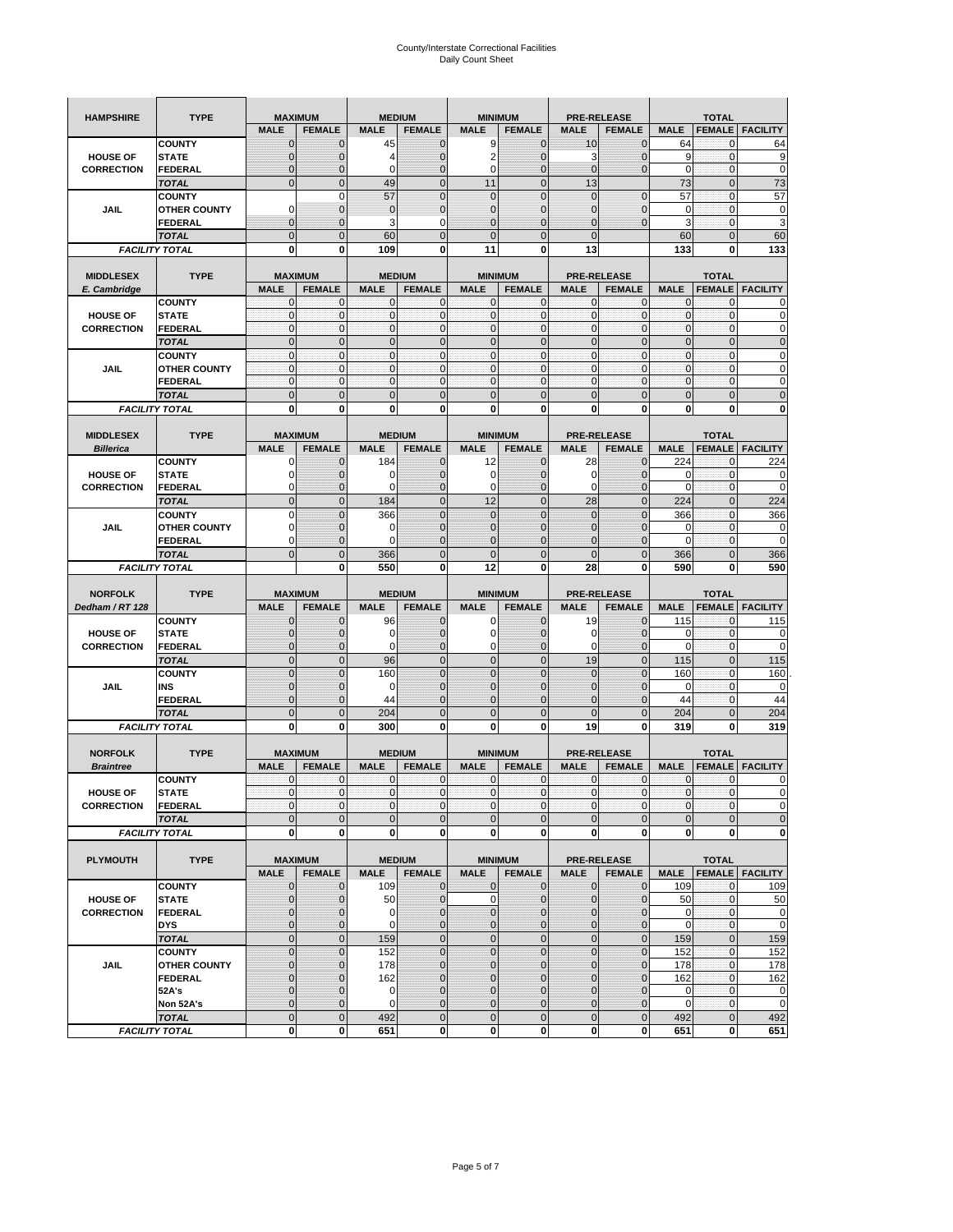# County/Interstate Correctional Facilities
## Daily Count Sheet

| HAMPSHIRE | TYPE | MAXIMUM | | MEDIUM | | MINIMUM | | PRE-RELEASE | | TOTAL | | |
|---|---|---|---|---|---|---|---|---|---|---|---|---|
| | | MALE | FEMALE | MALE | FEMALE | MALE | FEMALE | MALE | FEMALE | MALE | FEMALE | FACILITY |
| HOUSE OF CORRECTION | COUNTY | 0 | 0 | 45 | 0 | 9 | 0 | 10 | 0 | 64 | 0 | 64 |
| | STATE | 0 | 0 | 4 | 0 | 2 | 0 | 3 | 0 | 9 | 0 | 9 |
| | FEDERAL | 0 | 0 | 0 | 0 | 0 | 0 | 0 | 0 | 0 | 0 | 0 |
| | TOTAL | 0 | 0 | 49 | 0 | 11 | 0 | 13 | | 73 | 0 | 73 |
| JAIL | COUNTY | | 0 | 57 | 0 | 0 | 0 | 0 | 0 | 57 | 0 | 57 |
| | OTHER COUNTY | 0 | 0 | 0 | 0 | 0 | 0 | 0 | 0 | 0 | 0 | 0 |
| | FEDERAL | 0 | 0 | 3 | 0 | 0 | 0 | 0 | 0 | 3 | 0 | 3 |
| | TOTAL | 0 | 0 | 60 | 0 | 0 | 0 | 0 | | 60 | 0 | 60 |
| FACILITY TOTAL | | 0 | 0 | 109 | 0 | 11 | 0 | 13 | | 133 | 0 | 133 |

| MIDDLESEX E. Cambridge | TYPE | MAXIMUM | | MEDIUM | | MINIMUM | | PRE-RELEASE | | TOTAL | | |
|---|---|---|---|---|---|---|---|---|---|---|---|---|
| | | MALE | FEMALE | MALE | FEMALE | MALE | FEMALE | MALE | FEMALE | MALE | FEMALE | FACILITY |
| HOUSE OF CORRECTION | COUNTY | 0 | 0 | 0 | 0 | 0 | 0 | 0 | 0 | 0 | 0 | 0 |
| | STATE | 0 | 0 | 0 | 0 | 0 | 0 | 0 | 0 | 0 | 0 | 0 |
| | FEDERAL | 0 | 0 | 0 | 0 | 0 | 0 | 0 | 0 | 0 | 0 | 0 |
| | TOTAL | 0 | 0 | 0 | 0 | 0 | 0 | 0 | 0 | 0 | 0 | 0 |
| JAIL | COUNTY | 0 | 0 | 0 | 0 | 0 | 0 | 0 | 0 | 0 | 0 | 0 |
| | OTHER COUNTY | 0 | 0 | 0 | 0 | 0 | 0 | 0 | 0 | 0 | 0 | 0 |
| | FEDERAL | 0 | 0 | 0 | 0 | 0 | 0 | 0 | 0 | 0 | 0 | 0 |
| | TOTAL | 0 | 0 | 0 | 0 | 0 | 0 | 0 | 0 | 0 | 0 | 0 |
| FACILITY TOTAL | | 0 | 0 | 0 | 0 | 0 | 0 | 0 | 0 | 0 | 0 | 0 |

| MIDDLESEX Billerica | TYPE | MAXIMUM | | MEDIUM | | MINIMUM | | PRE-RELEASE | | TOTAL | | |
|---|---|---|---|---|---|---|---|---|---|---|---|---|
| | | MALE | FEMALE | MALE | FEMALE | MALE | FEMALE | MALE | FEMALE | MALE | FEMALE | FACILITY |
| HOUSE OF CORRECTION | COUNTY | 0 | 0 | 184 | 0 | 12 | 0 | 28 | 0 | 224 | 0 | 224 |
| | STATE | 0 | 0 | 0 | 0 | 0 | 0 | 0 | 0 | 0 | 0 | 0 |
| | FEDERAL | 0 | 0 | 0 | 0 | 0 | 0 | 0 | 0 | 0 | 0 | 0 |
| | TOTAL | 0 | 0 | 184 | 0 | 12 | 0 | 28 | 0 | 224 | 0 | 224 |
| JAIL | COUNTY | 0 | 0 | 366 | 0 | 0 | 0 | 0 | 0 | 366 | 0 | 366 |
| | OTHER COUNTY | 0 | 0 | 0 | 0 | 0 | 0 | 0 | 0 | 0 | 0 | 0 |
| | FEDERAL | 0 | 0 | 0 | 0 | 0 | 0 | 0 | 0 | 0 | 0 | 0 |
| | TOTAL | 0 | 0 | 366 | 0 | 0 | 0 | 0 | 0 | 366 | 0 | 366 |
| FACILITY TOTAL | | | 0 | 550 | 0 | 12 | 0 | 28 | 0 | 590 | 0 | 590 |

| NORFOLK Dedham / RT 128 | TYPE | MAXIMUM | | MEDIUM | | MINIMUM | | PRE-RELEASE | | TOTAL | | |
|---|---|---|---|---|---|---|---|---|---|---|---|---|
| | | MALE | FEMALE | MALE | FEMALE | MALE | FEMALE | MALE | FEMALE | MALE | FEMALE | FACILITY |
| HOUSE OF CORRECTION | COUNTY | 0 | 0 | 96 | 0 | 0 | 0 | 19 | 0 | 115 | 0 | 115 |
| | STATE | 0 | 0 | 0 | 0 | 0 | 0 | 0 | 0 | 0 | 0 | 0 |
| | FEDERAL | 0 | 0 | 0 | 0 | 0 | 0 | 0 | 0 | 0 | 0 | 0 |
| | TOTAL | 0 | 0 | 96 | 0 | 0 | 0 | 19 | 0 | 115 | 0 | 115 |
| JAIL | COUNTY | 0 | 0 | 160 | 0 | 0 | 0 | 0 | 0 | 160 | 0 | 160 |
| | INS | 0 | 0 | 0 | 0 | 0 | 0 | 0 | 0 | 0 | 0 | 0 |
| | FEDERAL | 0 | 0 | 44 | 0 | 0 | 0 | 0 | 0 | 44 | 0 | 44 |
| | TOTAL | 0 | 0 | 204 | 0 | 0 | 0 | 0 | 0 | 204 | 0 | 204 |
| FACILITY TOTAL | | 0 | 0 | 300 | 0 | 0 | 0 | 19 | 0 | 319 | 0 | 319 |

| NORFOLK Braintree | TYPE | MAXIMUM | | MEDIUM | | MINIMUM | | PRE-RELEASE | | TOTAL | | |
|---|---|---|---|---|---|---|---|---|---|---|---|---|
| | | MALE | FEMALE | MALE | FEMALE | MALE | FEMALE | MALE | FEMALE | MALE | FEMALE | FACILITY |
| HOUSE OF CORRECTION | COUNTY | 0 | 0 | 0 | 0 | 0 | 0 | 0 | 0 | 0 | 0 | 0 |
| | STATE | 0 | 0 | 0 | 0 | 0 | 0 | 0 | 0 | 0 | 0 | 0 |
| | FEDERAL | 0 | 0 | 0 | 0 | 0 | 0 | 0 | 0 | 0 | 0 | 0 |
| | TOTAL | 0 | 0 | 0 | 0 | 0 | 0 | 0 | 0 | 0 | 0 | 0 |
| FACILITY TOTAL | | 0 | 0 | 0 | 0 | 0 | 0 | 0 | 0 | 0 | 0 | 0 |

| PLYMOUTH | TYPE | MAXIMUM | | MEDIUM | | MINIMUM | | PRE-RELEASE | | TOTAL | | |
|---|---|---|---|---|---|---|---|---|---|---|---|---|
| | | MALE | FEMALE | MALE | FEMALE | MALE | FEMALE | MALE | FEMALE | MALE | FEMALE | FACILITY |
| HOUSE OF CORRECTION | COUNTY | 0 | 0 | 109 | 0 | 0 | 0 | 0 | 0 | 109 | 0 | 109 |
| | STATE | 0 | 0 | 50 | 0 | 0 | 0 | 0 | 0 | 50 | 0 | 50 |
| | FEDERAL | 0 | 0 | 0 | 0 | 0 | 0 | 0 | 0 | 0 | 0 | 0 |
| | DYS | 0 | 0 | 0 | 0 | 0 | 0 | 0 | 0 | 0 | 0 | 0 |
| | TOTAL | 0 | 0 | 159 | 0 | 0 | 0 | 0 | 0 | 159 | 0 | 159 |
| JAIL | COUNTY | 0 | 0 | 152 | 0 | 0 | 0 | 0 | 0 | 152 | 0 | 152 |
| | OTHER COUNTY | 0 | 0 | 178 | 0 | 0 | 0 | 0 | 0 | 178 | 0 | 178 |
| | FEDERAL | 0 | 0 | 162 | 0 | 0 | 0 | 0 | 0 | 162 | 0 | 162 |
| | 52A's | 0 | 0 | 0 | 0 | 0 | 0 | 0 | 0 | 0 | 0 | 0 |
| | Non 52A's | 0 | 0 | 0 | 0 | 0 | 0 | 0 | 0 | 0 | 0 | 0 |
| | TOTAL | 0 | 0 | 492 | 0 | 0 | 0 | 0 | 0 | 492 | 0 | 492 |
| FACILITY TOTAL | | 0 | 0 | 651 | 0 | 0 | 0 | 0 | 0 | 651 | 0 | 651 |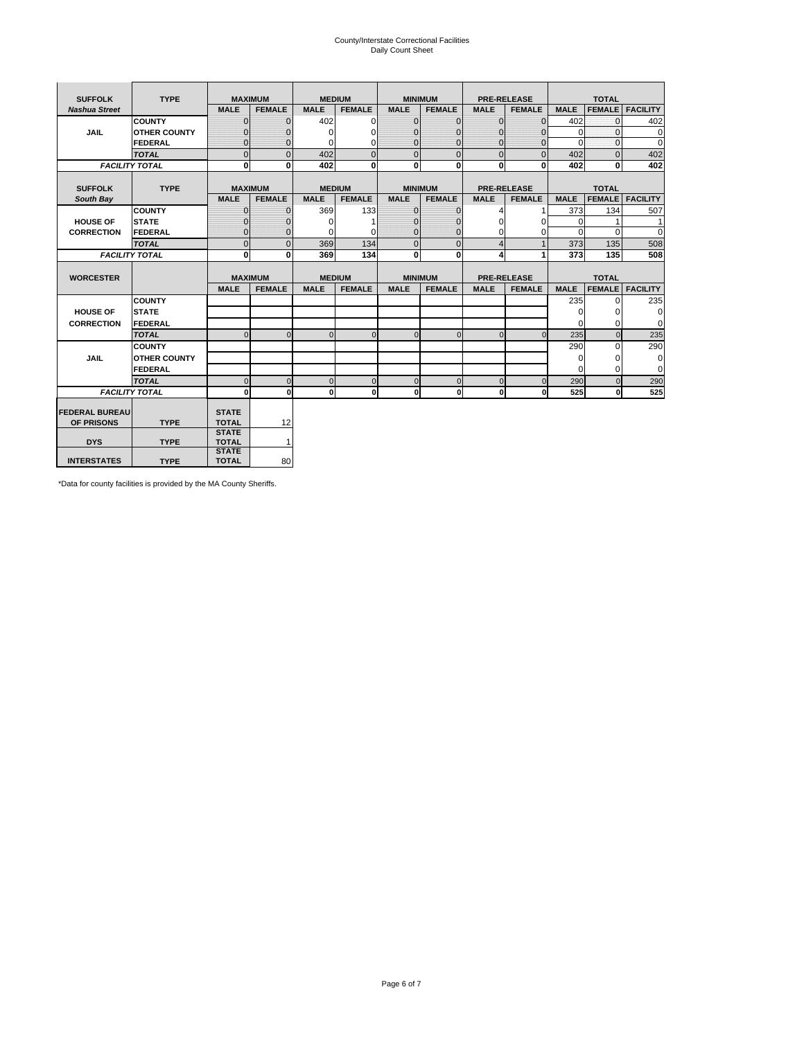County/Interstate Correctional Facilities
Daily Count Sheet

| SUFFOLK | TYPE | MAXIMUM | | MEDIUM | | MINIMUM | | PRE-RELEASE | | TOTAL | | |
|---|---|---|---|---|---|---|---|---|---|---|---|---|
| *Nashua Street* | | MALE | FEMALE | MALE | FEMALE | MALE | FEMALE | MALE | FEMALE | MALE | FEMALE | FACILITY |
| JAIL | COUNTY | 0 | 0 | 402 | 0 | 0 | 0 | 0 | 0 | 402 | 0 | 402 |
| | OTHER COUNTY | 0 | 0 | 0 | 0 | 0 | 0 | 0 | 0 | 0 | 0 | 0 |
| | FEDERAL | 0 | 0 | 0 | 0 | 0 | 0 | 0 | 0 | 0 | 0 | 0 |
| | *TOTAL* | 0 | 0 | 402 | 0 | 0 | 0 | 0 | 0 | 402 | 0 | 402 |
| *FACILITY TOTAL* | | 0 | 0 | 402 | 0 | 0 | 0 | 0 | 0 | 402 | 0 | 402 |

| SUFFOLK | TYPE | MAXIMUM | | MEDIUM | | MINIMUM | | PRE-RELEASE | | TOTAL | | |
|---|---|---|---|---|---|---|---|---|---|---|---|---|
| *South Bay* | | MALE | FEMALE | MALE | FEMALE | MALE | FEMALE | MALE | FEMALE | MALE | FEMALE | FACILITY |
| HOUSE OF CORRECTION | COUNTY | 0 | 0 | 369 | 133 | 0 | 0 | 4 | 1 | 373 | 134 | 507 |
| | STATE | 0 | 0 | 0 | 1 | 0 | 0 | 0 | 0 | 0 | 1 | 1 |
| | FEDERAL | 0 | 0 | 0 | 0 | 0 | 0 | 0 | 0 | 0 | 0 | 0 |
| | *TOTAL* | 0 | 0 | 369 | 134 | 0 | 0 | 4 | 1 | 373 | 135 | 508 |
| *FACILITY TOTAL* | | 0 | 0 | 369 | 134 | 0 | 0 | 4 | 1 | 373 | 135 | 508 |

| WORCESTER | | MAXIMUM | | MEDIUM | | MINIMUM | | PRE-RELEASE | | TOTAL | | |
|---|---|---|---|---|---|---|---|---|---|---|---|---|
| | | MALE | FEMALE | MALE | FEMALE | MALE | FEMALE | MALE | FEMALE | MALE | FEMALE | FACILITY |
| HOUSE OF CORRECTION | COUNTY | | | | | | | | | 235 | 0 | 235 |
| | STATE | | | | | | | | | 0 | 0 | 0 |
| | FEDERAL | | | | | | | | | 0 | 0 | 0 |
| | *TOTAL* | 0 | 0 | 0 | 0 | 0 | 0 | 0 | 0 | 235 | 0 | 235 |
| JAIL | COUNTY | | | | | | | | | 290 | 0 | 290 |
| | OTHER COUNTY | | | | | | | | | 0 | 0 | 0 |
| | FEDERAL | | | | | | | | | 0 | 0 | 0 |
| | *TOTAL* | 0 | 0 | 0 | 0 | 0 | 0 | 0 | 0 | 290 | 0 | 290 |
| *FACILITY TOTAL* | | 0 | 0 | 0 | 0 | 0 | 0 | 0 | 0 | 525 | 0 | 525 |

| | | | |
|---|---|---|---|
| FEDERAL BUREAU OF PRISONS | TYPE | STATE TOTAL | 12 |
| DYS | TYPE | STATE TOTAL | 1 |
| INTERSTATES | TYPE | STATE TOTAL | 80 |

*Data for county facilities is provided by the MA County Sheriffs.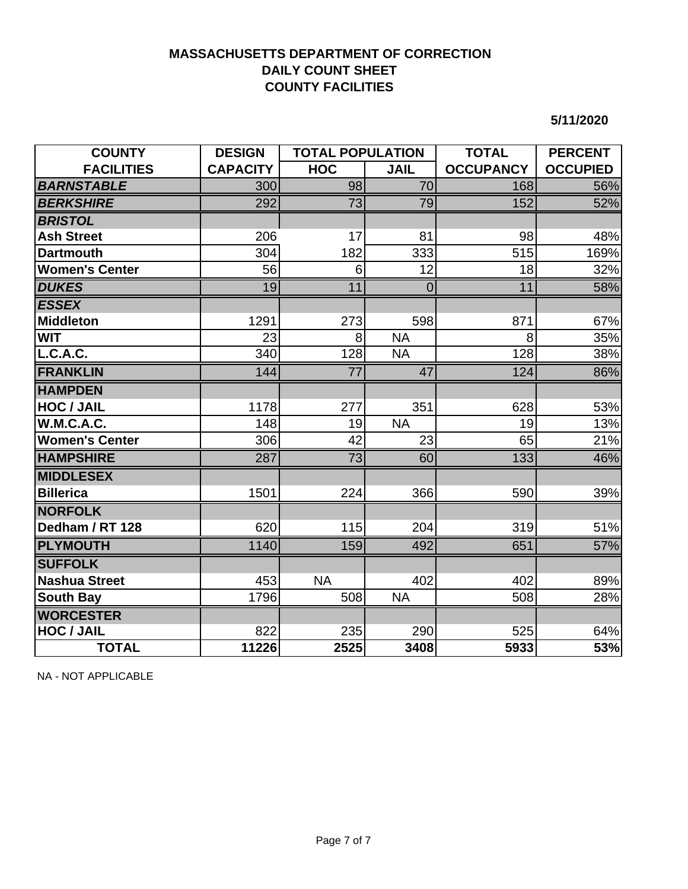**MASSACHUSETTS DEPARTMENT OF CORRECTION**
**DAILY COUNT SHEET**
**COUNTY FACILITIES**

**5/11/2020**

| COUNTY FACILITIES | DESIGN CAPACITY | TOTAL POPULATION | | TOTAL OCCUPANCY | PERCENT OCCUPIED |
|---|---|---|---|---|---|
| | | HOC | JAIL | | |
| ***BARNSTABLE*** | 300 | 98 | 70 | 168 | 56% |
| ***BERKSHIRE*** | 292 | 73 | 79 | 152 | 52% |
| ***BRISTOL*** | | | | | |
| **Ash Street** | 206 | 17 | 81 | 98 | 48% |
| **Dartmouth** | 304 | 182 | 333 | 515 | 169% |
| **Women's Center** | 56 | 6 | 12 | 18 | 32% |
| ***DUKES*** | 19 | 11 | 0 | 11 | 58% |
| ***ESSEX*** | | | | | |
| **Middleton** | 1291 | 273 | 598 | 871 | 67% |
| **WIT** | 23 | 8 | NA | 8 | 35% |
| **L.C.A.C.** | 340 | 128 | NA | 128 | 38% |
| **FRANKLIN** | 144 | 77 | 47 | 124 | 86% |
| **HAMPDEN** | | | | | |
| **HOC / JAIL** | 1178 | 277 | 351 | 628 | 53% |
| **W.M.C.A.C.** | 148 | 19 | NA | 19 | 13% |
| **Women's Center** | 306 | 42 | 23 | 65 | 21% |
| **HAMPSHIRE** | 287 | 73 | 60 | 133 | 46% |
| **MIDDLESEX** | | | | | |
| **Billerica** | 1501 | 224 | 366 | 590 | 39% |
| **NORFOLK** | | | | | |
| **Dedham / RT 128** | 620 | 115 | 204 | 319 | 51% |
| **PLYMOUTH** | 1140 | 159 | 492 | 651 | 57% |
| **SUFFOLK** | | | | | |
| **Nashua Street** | 453 | NA | 402 | 402 | 89% |
| **South Bay** | 1796 | 508 | NA | 508 | 28% |
| **WORCESTER** | | | | | |
| **HOC / JAIL** | 822 | 235 | 290 | 525 | 64% |
| **TOTAL** | **11226** | **2525** | **3408** | **5933** | **53%** |

NA - NOT APPLICABLE